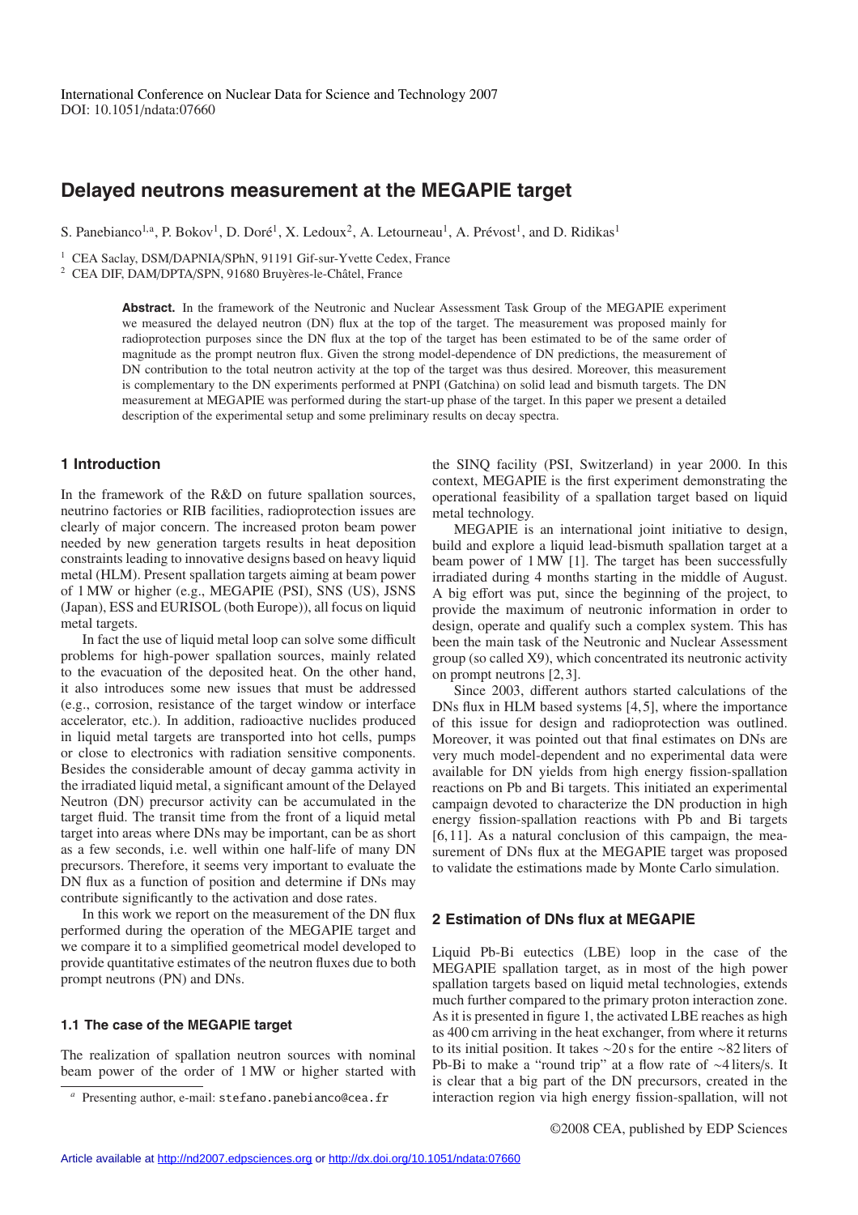# Delayed neutrons measurement at the MEGAPIE target

S. Panebianco[1,a], P. Bokov[1], D. Doré[1], X. Ledoux[2], A. Letourneau[1], A. Prévost[1], and D. Ridikas[1]

[1] CEA Saclay, DSM/DAPNIA/SPhN, 91191 Gif-sur-Yvette Cedex, France
[2] CEA DIF, DAM/DPTA/SPN, 91680 Bruyères-le-Châtel, France

**Abstract.** In the framework of the Neutronic and Nuclear Assessment Task Group of the MEGAPIE experiment we measured the delayed neutron (DN) flux at the top of the target. The measurement was proposed mainly for radioprotection purposes since the DN flux at the top of the target has been estimated to be of the same order of magnitude as the prompt neutron flux. Given the strong model-dependence of DN predictions, the measurement of DN contribution to the total neutron activity at the top of the target was thus desired. Moreover, this measurement is complementary to the DN experiments performed at PNPI (Gatchina) on solid lead and bismuth targets. The DN measurement at MEGAPIE was performed during the start-up phase of the target. In this paper we present a detailed description of the experimental setup and some preliminary results on decay spectra.

## 1 Introduction

In the framework of the R&D on future spallation sources, neutrino factories or RIB facilities, radioprotection issues are clearly of major concern. The increased proton beam power needed by new generation targets results in heat deposition constraints leading to innovative designs based on heavy liquid metal (HLM). Present spallation targets aiming at beam power of 1 MW or higher (e.g., MEGAPIE (PSI), SNS (US), JSNS (Japan), ESS and EURISOL (both Europe)), all focus on liquid metal targets.

In fact the use of liquid metal loop can solve some difficult problems for high-power spallation sources, mainly related to the evacuation of the deposited heat. On the other hand, it also introduces some new issues that must be addressed (e.g., corrosion, resistance of the target window or interface accelerator, etc.). In addition, radioactive nuclides produced in liquid metal targets are transported into hot cells, pumps or close to electronics with radiation sensitive components. Besides the considerable amount of decay gamma activity in the irradiated liquid metal, a significant amount of the Delayed Neutron (DN) precursor activity can be accumulated in the target fluid. The transit time from the front of a liquid metal target into areas where DNs may be important, can be as short as a few seconds, i.e. well within one half-life of many DN precursors. Therefore, it seems very important to evaluate the DN flux as a function of position and determine if DNs may contribute significantly to the activation and dose rates.

In this work we report on the measurement of the DN flux performed during the operation of the MEGAPIE target and we compare it to a simplified geometrical model developed to provide quantitative estimates of the neutron fluxes due to both prompt neutrons (PN) and DNs.

### 1.1 The case of the MEGAPIE target

The realization of spallation neutron sources with nominal beam power of the order of 1 MW or higher started with the SINQ facility (PSI, Switzerland) in year 2000. In this context, MEGAPIE is the first experiment demonstrating the operational feasibility of a spallation target based on liquid metal technology.

MEGAPIE is an international joint initiative to design, build and explore a liquid lead-bismuth spallation target at a beam power of 1 MW [1]. The target has been successfully irradiated during 4 months starting in the middle of August. A big effort was put, since the beginning of the project, to provide the maximum of neutronic information in order to design, operate and qualify such a complex system. This has been the main task of the Neutronic and Nuclear Assessment group (so called X9), which concentrated its neutronic activity on prompt neutrons [2,3].

Since 2003, different authors started calculations of the DNs flux in HLM based systems [4,5], where the importance of this issue for design and radioprotection was outlined. Moreover, it was pointed out that final estimates on DNs are very much model-dependent and no experimental data were available for DN yields from high energy fission-spallation reactions on Pb and Bi targets. This initiated an experimental campaign devoted to characterize the DN production in high energy fission-spallation reactions with Pb and Bi targets [6,11]. As a natural conclusion of this campaign, the measurement of DNs flux at the MEGAPIE target was proposed to validate the estimations made by Monte Carlo simulation.

## 2 Estimation of DNs flux at MEGAPIE

Liquid Pb-Bi eutectics (LBE) loop in the case of the MEGAPIE spallation target, as in most of the high power spallation targets based on liquid metal technologies, extends much further compared to the primary proton interaction zone. As it is presented in figure 1, the activated LBE reaches as high as 400 cm arriving in the heat exchanger, from where it returns to its initial position. It takes ∼20 s for the entire ∼82 liters of Pb-Bi to make a "round trip" at a flow rate of ∼4 liters/s. It is clear that a big part of the DN precursors, created in the interaction region via high energy fission-spallation, will not

[a] Presenting author, e-mail: stefano.panebianco@cea.fr

©2008 CEA, published by EDP Sciences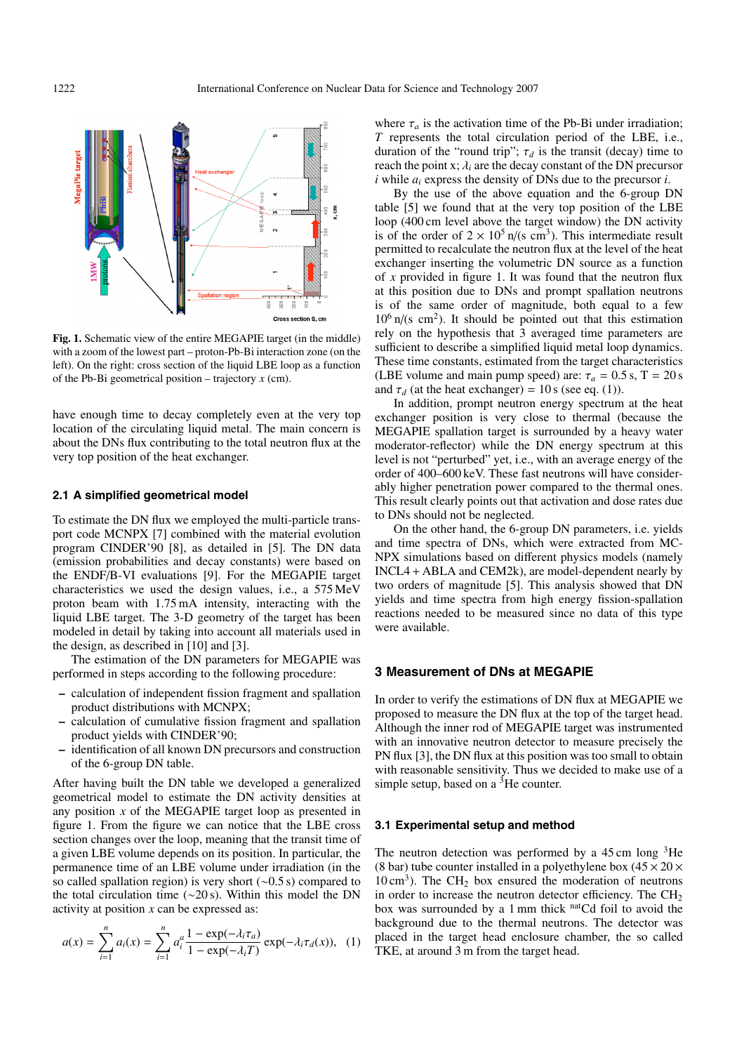Fig. 1. Schematic view of the entire MEGAPIE target (in the middle) with a zoom of the lowest part – proton-Pb-Bi interaction zone (on the left). On the right: cross section of the liquid LBE loop as a function of the Pb-Bi geometrical position – trajectory $x$ (cm).

have enough time to decay completely even at the very top location of the circulating liquid metal. The main concern is about the DNs flux contributing to the total neutron flux at the very top position of the heat exchanger.

### 2.1 A simplified geometrical model

To estimate the DN flux we employed the multi-particle transport code MCNPX [7] combined with the material evolution program CINDER'90 [8], as detailed in [5]. The DN data (emission probabilities and decay constants) were based on the ENDF/B-VI evaluations [9]. For the MEGAPIE target characteristics we used the design values, i.e., a 575 MeV proton beam with 1.75 mA intensity, interacting with the liquid LBE target. The 3-D geometry of the target has been modeled in detail by taking into account all materials used in the design, as described in [10] and [3].

The estimation of the DN parameters for MEGAPIE was performed in steps according to the following procedure:

- calculation of independent fission fragment and spallation product distributions with MCNPX;
- calculation of cumulative fission fragment and spallation product yields with CINDER'90;
- identification of all known DN precursors and construction of the 6-group DN table.

After having built the DN table we developed a generalized geometrical model to estimate the DN activity densities at any position $x$ of the MEGAPIE target loop as presented in figure 1. From the figure we can notice that the LBE cross section changes over the loop, meaning that the transit time of a given LBE volume depends on its position. In particular, the permanence time of an LBE volume under irradiation (in the so called spallation region) is very short (~0.5 s) compared to the total circulation time (~20 s). Within this model the DN activity at position $x$ can be expressed as:

$$a(x) = \sum_{i=1}^{n} a_i(x) = \sum_{i=1}^{n} a_i^a \frac{1 - \exp(-\lambda_i \tau_a)}{1 - \exp(-\lambda_i T)} \exp(-\lambda_i \tau_d(x)), \quad (1)$$

where $\tau_a$ is the activation time of the Pb-Bi under irradiation; $T$ represents the total circulation period of the LBE, i.e., duration of the "round trip"; $\tau_d$ is the transit (decay) time to reach the point x; $\lambda_i$ are the decay constant of the DN precursor $i$ while $a_i$ express the density of DNs due to the precursor $i$.

By the use of the above equation and the 6-group DN table [5] we found that at the very top position of the LBE loop (400 cm level above the target window) the DN activity is of the order of $2 \times 10^5$ n/(s cm$^3$). This intermediate result permitted to recalculate the neutron flux at the level of the heat exchanger inserting the volumetric DN source as a function of $x$ provided in figure 1. It was found that the neutron flux at this position due to DNs and prompt spallation neutrons is of the same order of magnitude, both equal to a few $10^6$ n/(s cm$^2$). It should be pointed out that this estimation rely on the hypothesis that 3 averaged time parameters are sufficient to describe a simplified liquid metal loop dynamics. These time constants, estimated from the target characteristics (LBE volume and main pump speed) are: $\tau_a$ = 0.5 s, T = 20 s and $\tau_d$ (at the heat exchanger) = 10 s (see eq. (1)).

In addition, prompt neutron energy spectrum at the heat exchanger position is very close to thermal (because the MEGAPIE spallation target is surrounded by a heavy water moderator-reflector) while the DN energy spectrum at this level is not "perturbed" yet, i.e., with an average energy of the order of 400–600 keV. These fast neutrons will have considerably higher penetration power compared to the thermal ones. This result clearly points out that activation and dose rates due to DNs should not be neglected.

On the other hand, the 6-group DN parameters, i.e. yields and time spectra of DNs, which were extracted from MCNPX simulations based on different physics models (namely INCL4 + ABLA and CEM2k), are model-dependent nearly by two orders of magnitude [5]. This analysis showed that DN yields and time spectra from high energy fission-spallation reactions needed to be measured since no data of this type were available.

## 3 Measurement of DNs at MEGAPIE

In order to verify the estimations of DN flux at MEGAPIE we proposed to measure the DN flux at the top of the target head. Although the inner rod of MEGAPIE target was instrumented with an innovative neutron detector to measure precisely the PN flux [3], the DN flux at this position was too small to obtain with reasonable sensitivity. Thus we decided to make use of a simple setup, based on a $^3$He counter.

### 3.1 Experimental setup and method

The neutron detection was performed by a 45 cm long $^3$He (8 bar) tube counter installed in a polyethylene box ($45 \times 20 \times 10$ cm$^3$). The $CH_2$ box ensured the moderation of neutrons in order to increase the neutron detector efficiency. The $CH_2$ box was surrounded by a 1 mm thick $^{nat}$Cd foil to avoid the background due to the thermal neutrons. The detector was placed in the target head enclosure chamber, the so called TKE, at around 3 m from the target head.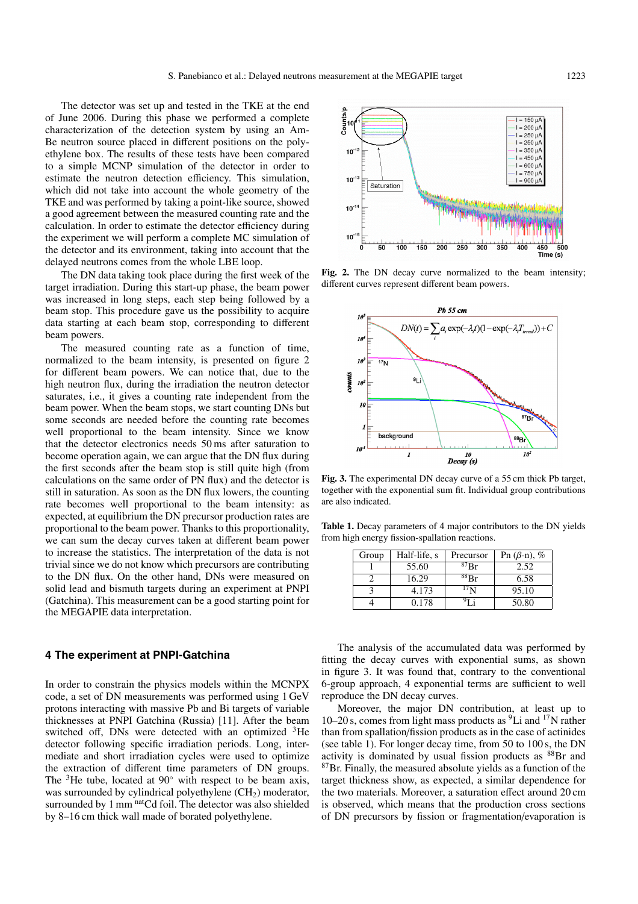The detector was set up and tested in the TKE at the end of June 2006. During this phase we performed a complete characterization of the detection system by using an Am-Be neutron source placed in different positions on the polyethylene box. The results of these tests have been compared to a simple MCNP simulation of the detector in order to estimate the neutron detection efficiency. This simulation, which did not take into account the whole geometry of the TKE and was performed by taking a point-like source, showed a good agreement between the measured counting rate and the calculation. In order to estimate the detector efficiency during the experiment we will perform a complete MC simulation of the detector and its environment, taking into account that the delayed neutrons comes from the whole LBE loop.

The DN data taking took place during the first week of the target irradiation. During this start-up phase, the beam power was increased in long steps, each step being followed by a beam stop. This procedure gave us the possibility to acquire data starting at each beam stop, corresponding to different beam powers.

The measured counting rate as a function of time, normalized to the beam intensity, is presented on figure 2 for different beam powers. We can notice that, due to the high neutron flux, during the irradiation the neutron detector saturates, i.e., it gives a counting rate independent from the beam power. When the beam stops, we start counting DNs but some seconds are needed before the counting rate becomes well proportional to the beam intensity. Since we know that the detector electronics needs 50 ms after saturation to become operation again, we can argue that the DN flux during the first seconds after the beam stop is still quite high (from calculations on the same order of PN flux) and the detector is still in saturation. As soon as the DN flux lowers, the counting rate becomes well proportional to the beam intensity: as expected, at equilibrium the DN precursor production rates are proportional to the beam power. Thanks to this proportionality, we can sum the decay curves taken at different beam power to increase the statistics. The interpretation of the data is not trivial since we do not know which precursors are contributing to the DN flux. On the other hand, DNs were measured on solid lead and bismuth targets during an experiment at PNPI (Gatchina). This measurement can be a good starting point for the MEGAPIE data interpretation.

**Fig. 2.** The DN decay curve normalized to the beam intensity; different curves represent different beam powers.

**Fig. 3.** The experimental DN decay curve of a 55 cm thick Pb target, together with the exponential sum fit. Individual group contributions are also indicated.

**Table 1.** Decay parameters of 4 major contributors to the DN yields from high energy fission-spallation reactions.

| Group | Half-life, s | Precursor | Pn ($\beta$-n), % |
|---|---|---|---|
| 1 | 55.60 | $^{87}$Br | 2.52 |
| 2 | 16.29 | $^{88}$Br | 6.58 |
| 3 | 4.173 | $^{17}$N | 95.10 |
| 4 | 0.178 | $^{9}$Li | 50.80 |

## 4 The experiment at PNPI-Gatchina

In order to constrain the physics models within the MCNPX code, a set of DN measurements was performed using 1 GeV protons interacting with massive Pb and Bi targets of variable thicknesses at PNPI Gatchina (Russia) [11]. After the beam switched off, DNs were detected with an optimized $^{3}$He detector following specific irradiation periods. Long, intermediate and short irradiation cycles were used to optimize the extraction of different time parameters of DN groups. The $^{3}$He tube, located at 90° with respect to be beam axis, was surrounded by cylindrical polyethylene ($CH_2$) moderator, surrounded by 1 mm $^{nat}$Cd foil. The detector was also shielded by 8–16 cm thick wall made of borated polyethylene.

The analysis of the accumulated data was performed by fitting the decay curves with exponential sums, as shown in figure 3. It was found that, contrary to the conventional 6-group approach, 4 exponential terms are sufficient to well reproduce the DN decay curves.

Moreover, the major DN contribution, at least up to 10–20 s, comes from light mass products as $^{9}$Li and $^{17}$N rather than from spallation/fission products as in the case of actinides (see table 1). For longer decay time, from 50 to 100 s, the DN activity is dominated by usual fission products as $^{88}$Br and $^{87}$Br. Finally, the measured absolute yields as a function of the target thickness show, as expected, a similar dependence for the two materials. Moreover, a saturation effect around 20 cm is observed, which means that the production cross sections of DN precursors by fission or fragmentation/evaporation is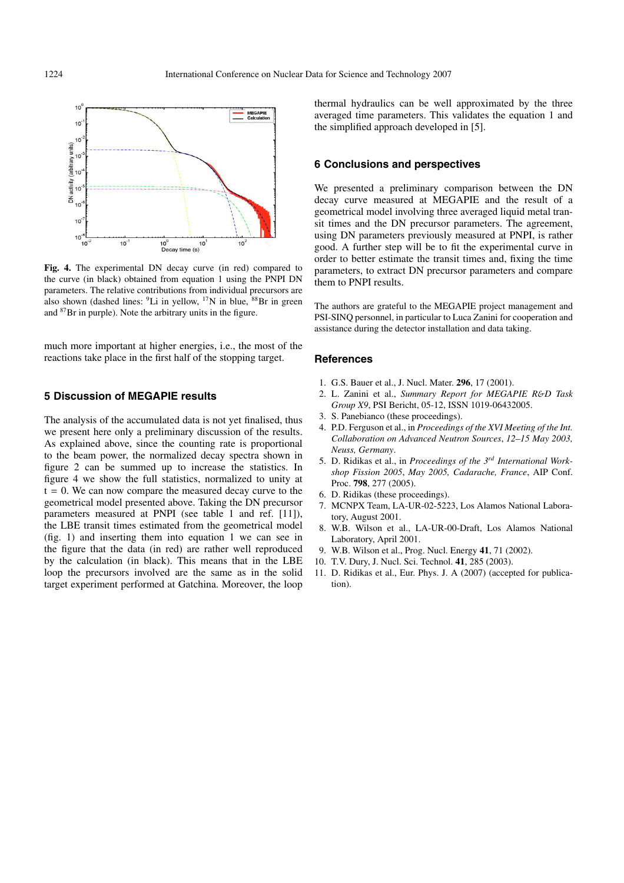MEGAPIE

Calculation

DN activity (arbitrary units)

$10^0$
$10^{-1}$
$10^{-2}$
$10^{-3}$
$10^{-4}$
$10^{-5}$
$10^{-6}$
$10^{-7}$
$10^{-8}$

$10^{-2}$ $10^{-1}$ $10^0$ $10^1$ $10^2$

Decay time (s)

**Fig. 4.** The experimental DN decay curve (in red) compared to the curve (in black) obtained from equation 1 using the PNPI DN parameters. The relative contributions from individual precursors are also shown (dashed lines: $^{9}$Li in yellow, $^{17}$N in blue, $^{88}$Br in green and $^{87}$Br in purple). Note the arbitrary units in the figure.

much more important at higher energies, i.e., the most of the reactions take place in the first half of the stopping target.

## 5 Discussion of MEGAPIE results

The analysis of the accumulated data is not yet finalised, thus we present here only a preliminary discussion of the results. As explained above, since the counting rate is proportional to the beam power, the normalized decay spectra shown in figure 2 can be summed up to increase the statistics. In figure 4 we show the full statistics, normalized to unity at t = 0. We can now compare the measured decay curve to the geometrical model presented above. Taking the DN precursor parameters measured at PNPI (see table 1 and ref. [11]), the LBE transit times estimated from the geometrical model (fig. 1) and inserting them into equation 1 we can see in the figure that the data (in red) are rather well reproduced by the calculation (in black). This means that in the LBE loop the precursors involved are the same as in the solid target experiment performed at Gatchina. Moreover, the loop thermal hydraulics can be well approximated by the three averaged time parameters. This validates the equation 1 and the simplified approach developed in [5].

## 6 Conclusions and perspectives

We presented a preliminary comparison between the DN decay curve measured at MEGAPIE and the result of a geometrical model involving three averaged liquid metal transit times and the DN precursor parameters. The agreement, using DN parameters previously measured at PNPI, is rather good. A further step will be to fit the experimental curve in order to better estimate the transit times and, fixing the time parameters, to extract DN precursor parameters and compare them to PNPI results.

The authors are grateful to the MEGAPIE project management and PSI-SINQ personnel, in particular to Luca Zanini for cooperation and assistance during the detector installation and data taking.

## References

1. G.S. Bauer et al., J. Nucl. Mater. **296**, 17 (2001).
2. L. Zanini et al., *Summary Report for MEGAPIE R&D Task Group X9*, PSI Bericht, 05-12, ISSN 1019-06432005.
3. S. Panebianco (these proceedings).
4. P.D. Ferguson et al., in *Proceedings of the XVI Meeting of the Int. Collaboration on Advanced Neutron Sources*, *12–15 May 2003, Neuss, Germany*.
5. D. Ridikas et al., in *Proceedings of the 3$^{rd}$ International Workshop Fission 2005*, *May 2005, Cadarache, France*, AIP Conf. Proc. **798**, 277 (2005).
6. D. Ridikas (these proceedings).
7. MCNPX Team, LA-UR-02-5223, Los Alamos National Laboratory, August 2001.
8. W.B. Wilson et al., LA-UR-00-Draft, Los Alamos National Laboratory, April 2001.
9. W.B. Wilson et al., Prog. Nucl. Energy **41**, 71 (2002).
10. T.V. Dury, J. Nucl. Sci. Technol. **41**, 285 (2003).
11. D. Ridikas et al., Eur. Phys. J. A (2007) (accepted for publication).